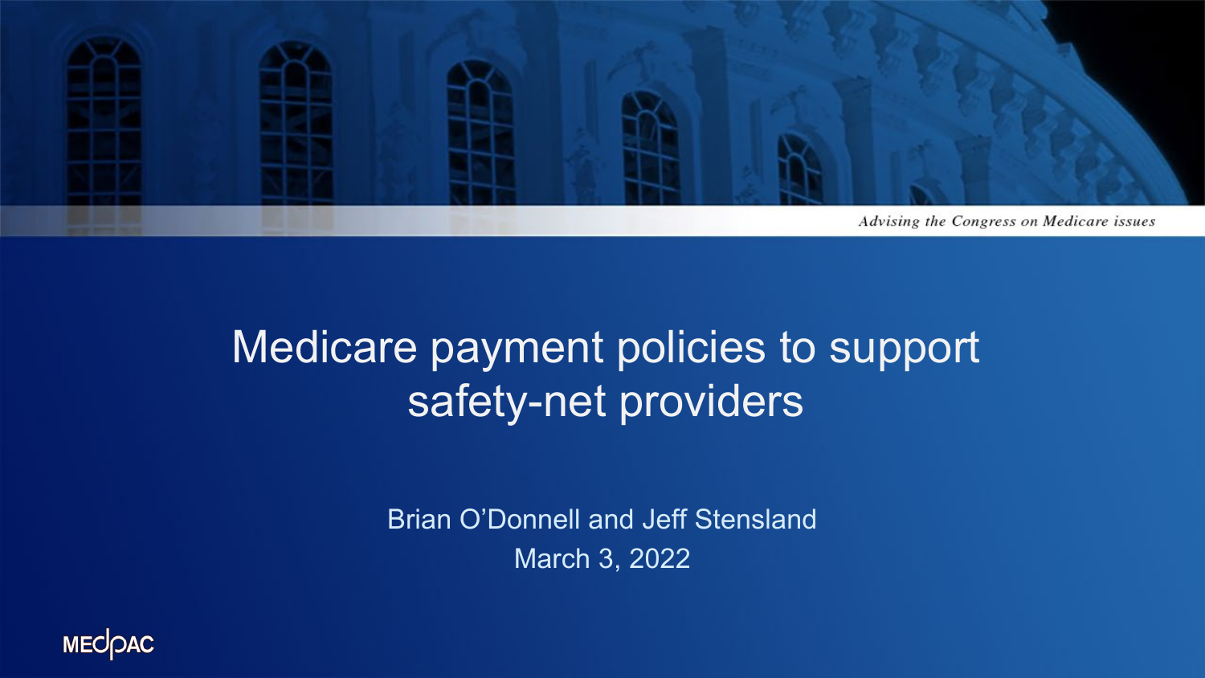Advising the Congress on Medicare issues

# Medicare payment policies to support safety-net providers

Brian O'Donnell and Jeff Stensland

March 3, 2022

MEDPAC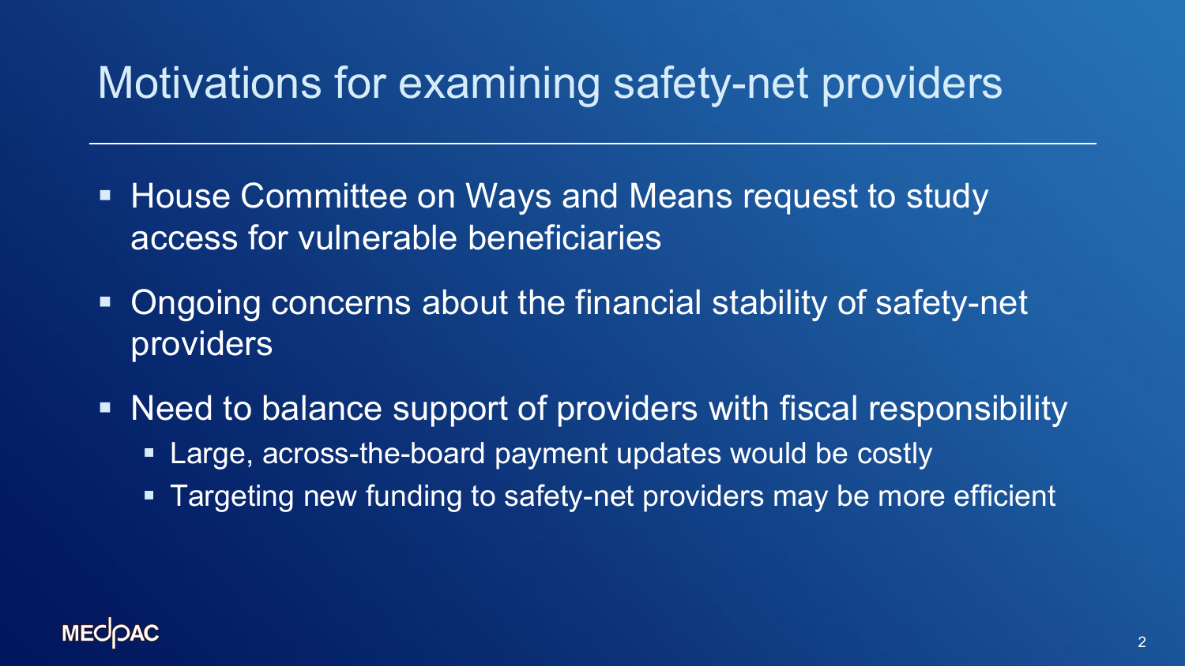# Motivations for examining safety-net providers

- House Committee on Ways and Means request to study access for vulnerable beneficiaries
- Ongoing concerns about the financial stability of safety-net providers
- Need to balance support of providers with fiscal responsibility
  - Large, across-the-board payment updates would be costly
  - Targeting new funding to safety-net providers may be more efficient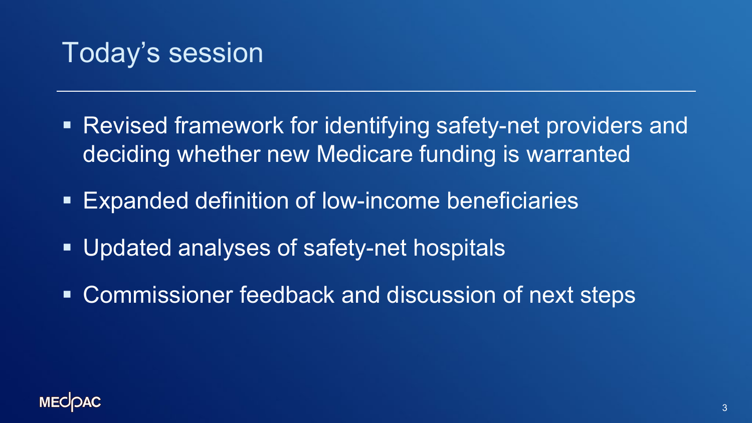# Today's session

- Revised framework for identifying safety-net providers and deciding whether new Medicare funding is warranted
- Expanded definition of low-income beneficiaries
- Updated analyses of safety-net hospitals
- Commissioner feedback and discussion of next steps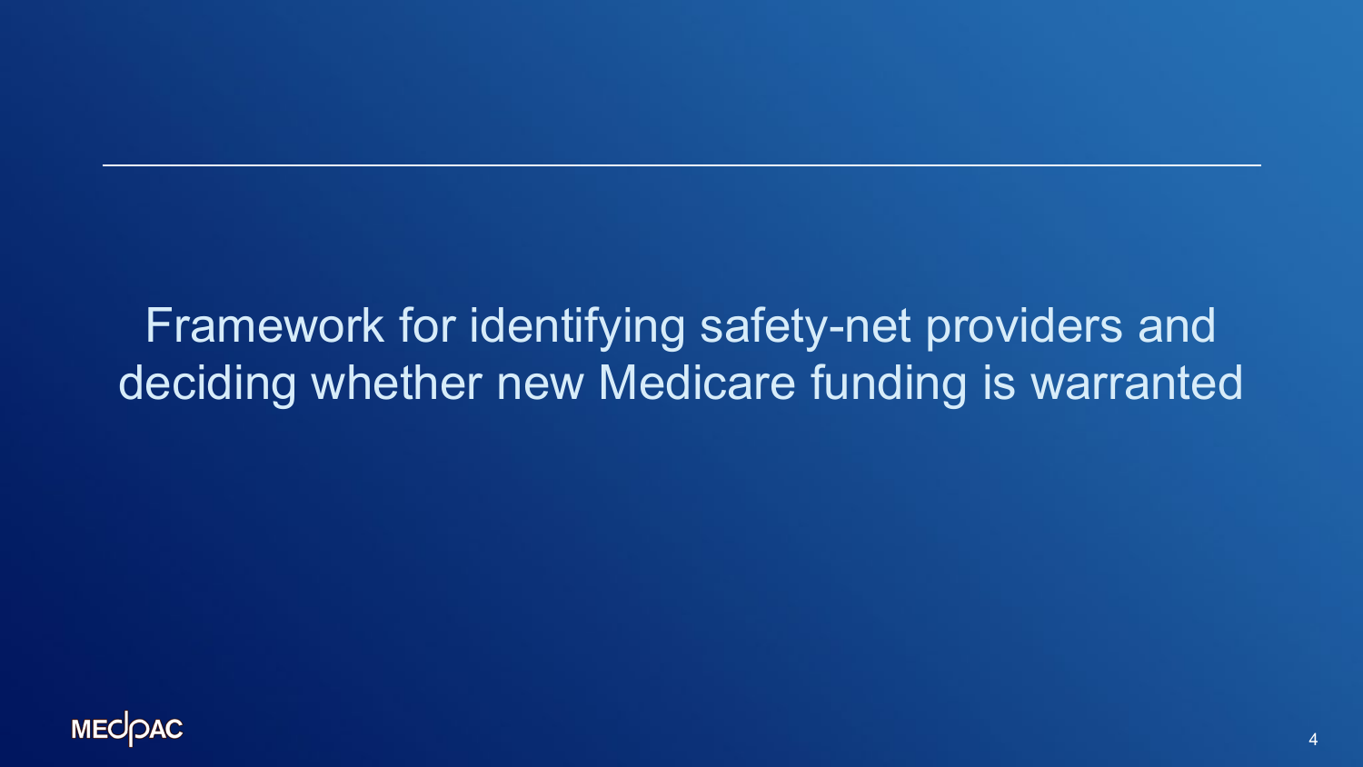# Framework for identifying safety-net providers and deciding whether new Medicare funding is warranted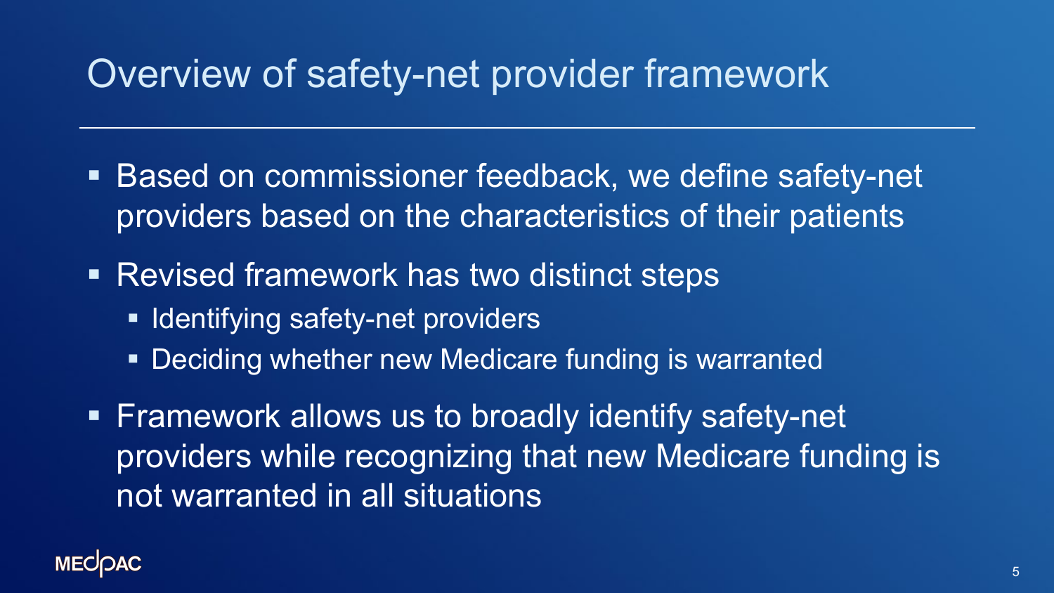# Overview of safety-net provider framework

- Based on commissioner feedback, we define safety-net providers based on the characteristics of their patients
- Revised framework has two distinct steps
  - Identifying safety-net providers
  - Deciding whether new Medicare funding is warranted
- Framework allows us to broadly identify safety-net providers while recognizing that new Medicare funding is not warranted in all situations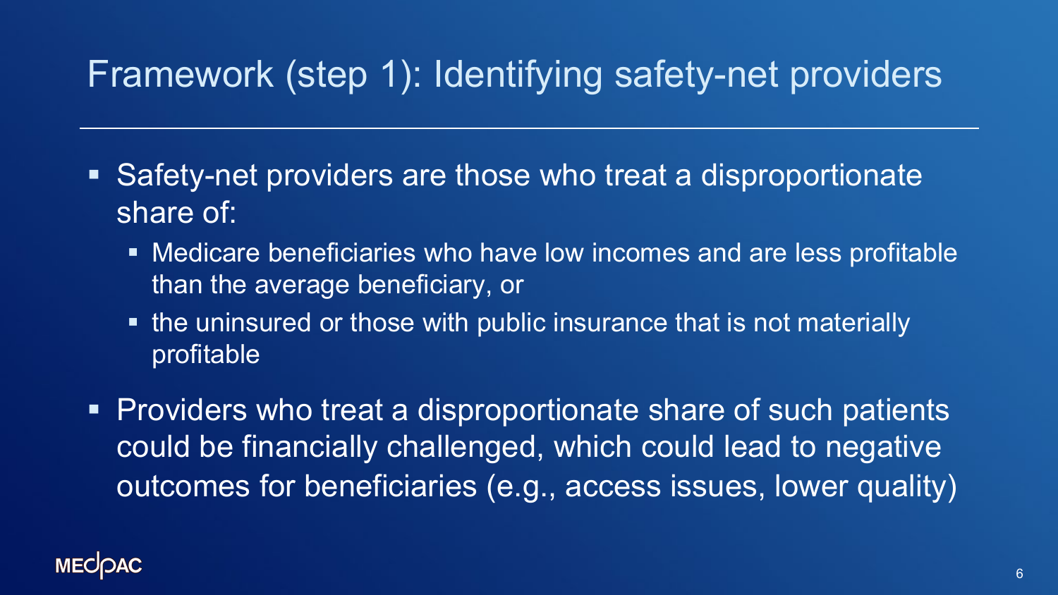# Framework (step 1): Identifying safety-net providers

- Safety-net providers are those who treat a disproportionate share of:
  - Medicare beneficiaries who have low incomes and are less profitable than the average beneficiary, or
  - the uninsured or those with public insurance that is not materially profitable
- Providers who treat a disproportionate share of such patients could be financially challenged, which could lead to negative outcomes for beneficiaries (e.g., access issues, lower quality)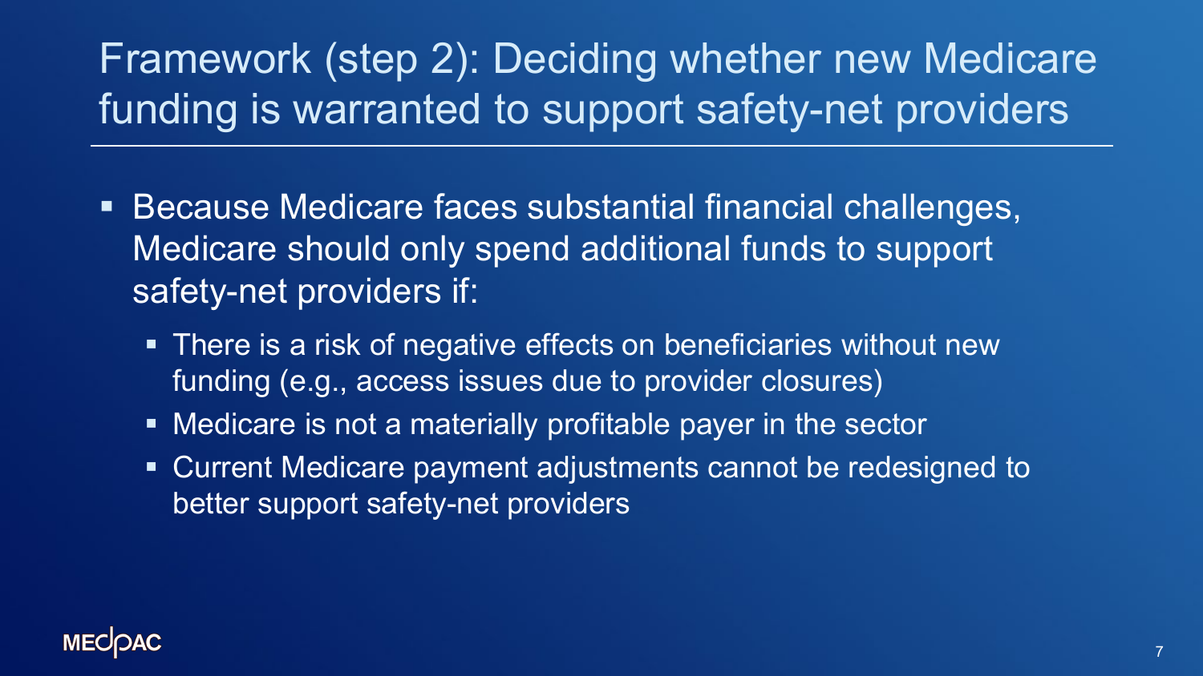# Framework (step 2): Deciding whether new Medicare funding is warranted to support safety-net providers

- Because Medicare faces substantial financial challenges, Medicare should only spend additional funds to support safety-net providers if:
  - There is a risk of negative effects on beneficiaries without new funding (e.g., access issues due to provider closures)
  - Medicare is not a materially profitable payer in the sector
  - Current Medicare payment adjustments cannot be redesigned to better support safety-net providers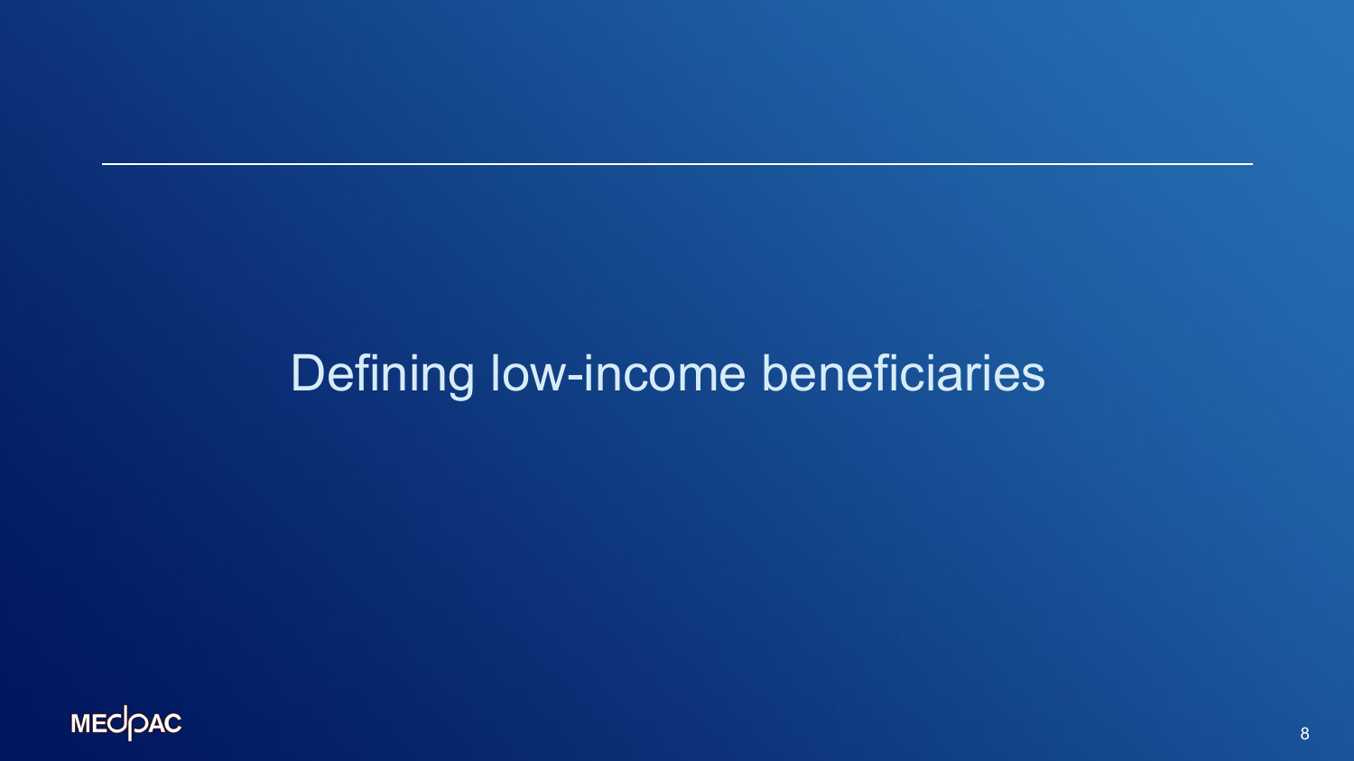# Defining low-income beneficiaries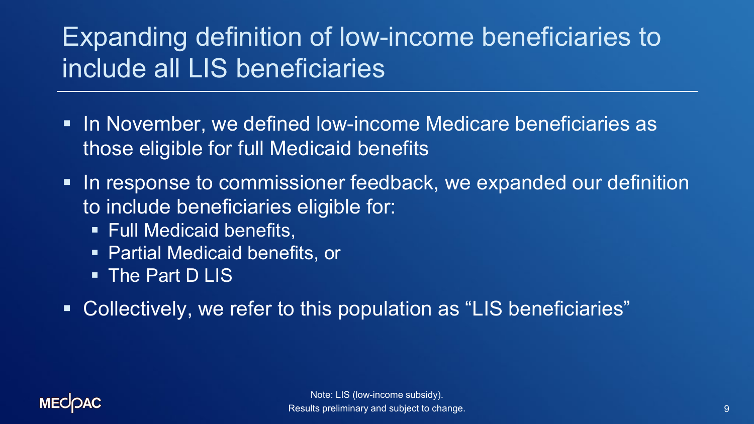# Expanding definition of low-income beneficiaries to include all LIS beneficiaries

- In November, we defined low-income Medicare beneficiaries as those eligible for full Medicaid benefits
- In response to commissioner feedback, we expanded our definition to include beneficiaries eligible for:
  - Full Medicaid benefits,
  - Partial Medicaid benefits, or
  - The Part D LIS
- Collectively, we refer to this population as "LIS beneficiaries"

Note: LIS (low-income subsidy).
Results preliminary and subject to change.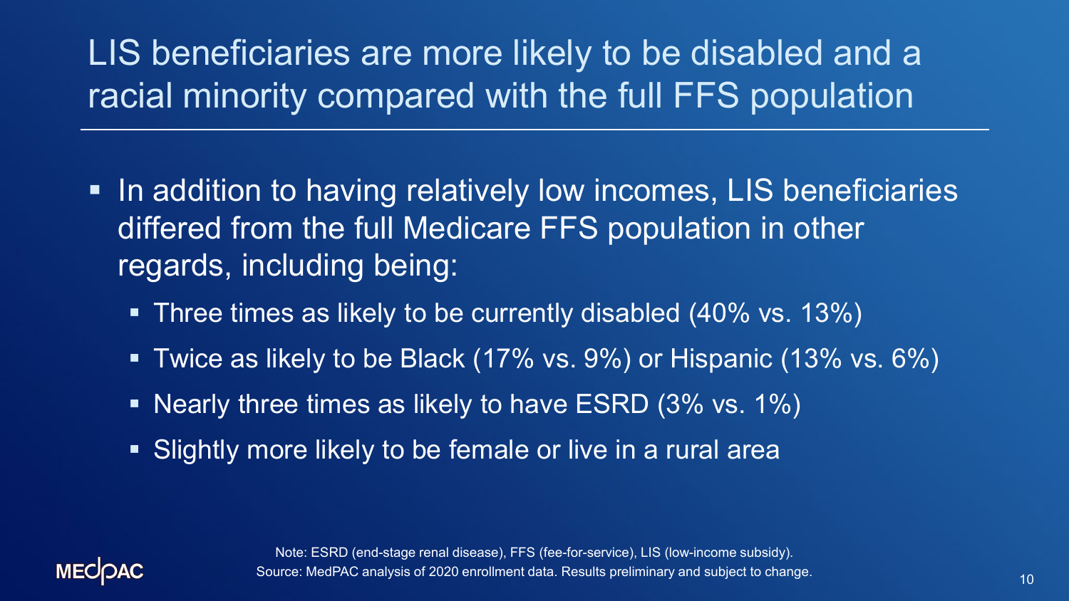# LIS beneficiaries are more likely to be disabled and a racial minority compared with the full FFS population

- In addition to having relatively low incomes, LIS beneficiaries differed from the full Medicare FFS population in other regards, including being:
  - Three times as likely to be currently disabled (40% vs. 13%)
  - Twice as likely to be Black (17% vs. 9%) or Hispanic (13% vs. 6%)
  - Nearly three times as likely to have ESRD (3% vs. 1%)
  - Slightly more likely to be female or live in a rural area

Note: ESRD (end-stage renal disease), FFS (fee-for-service), LIS (low-income subsidy).
Source: MedPAC analysis of 2020 enrollment data. Results preliminary and subject to change.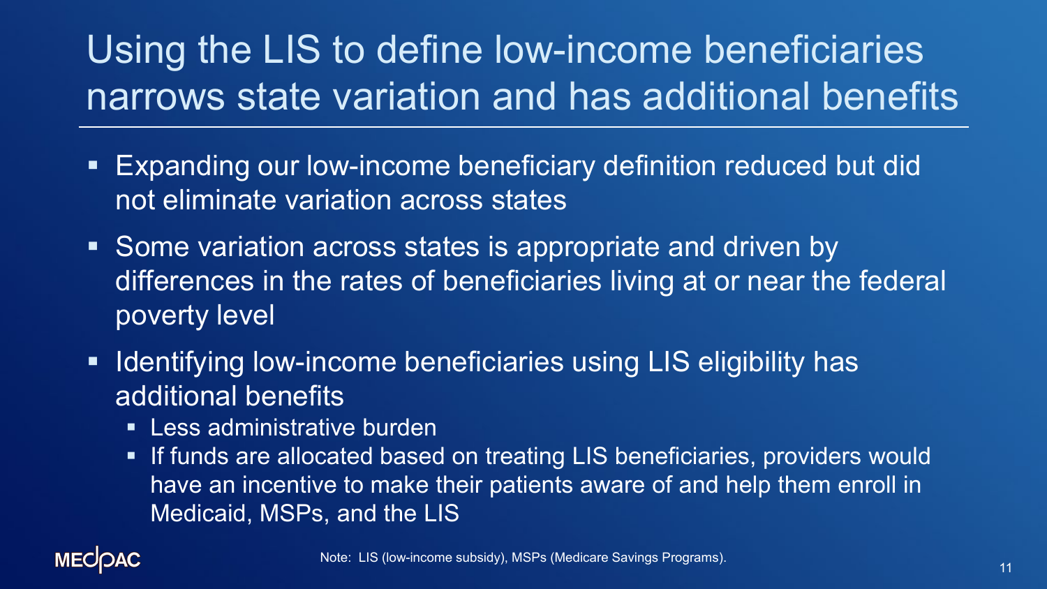# Using the LIS to define low-income beneficiaries narrows state variation and has additional benefits

- Expanding our low-income beneficiary definition reduced but did not eliminate variation across states
- Some variation across states is appropriate and driven by differences in the rates of beneficiaries living at or near the federal poverty level
- Identifying low-income beneficiaries using LIS eligibility has additional benefits
  - Less administrative burden
  - If funds are allocated based on treating LIS beneficiaries, providers would have an incentive to make their patients aware of and help them enroll in Medicaid, MSPs, and the LIS

Note: LIS (low-income subsidy), MSPs (Medicare Savings Programs).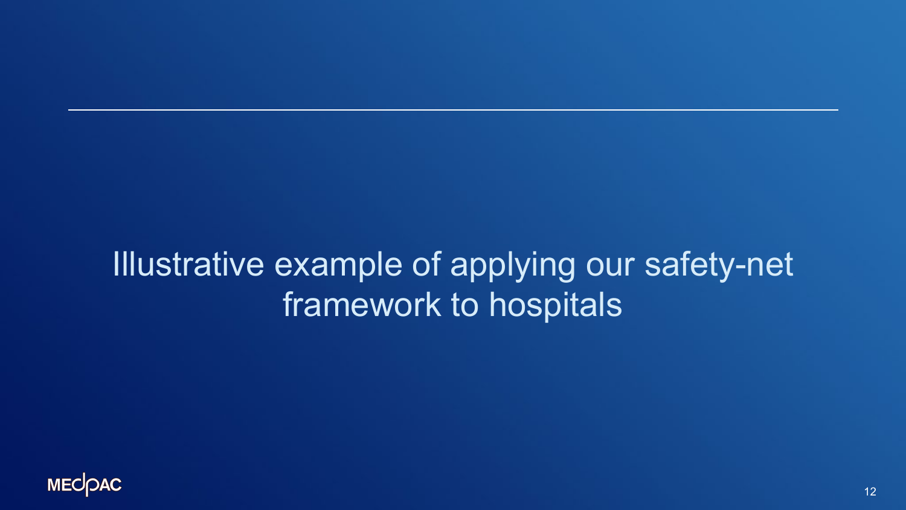# Illustrative example of applying our safety-net framework to hospitals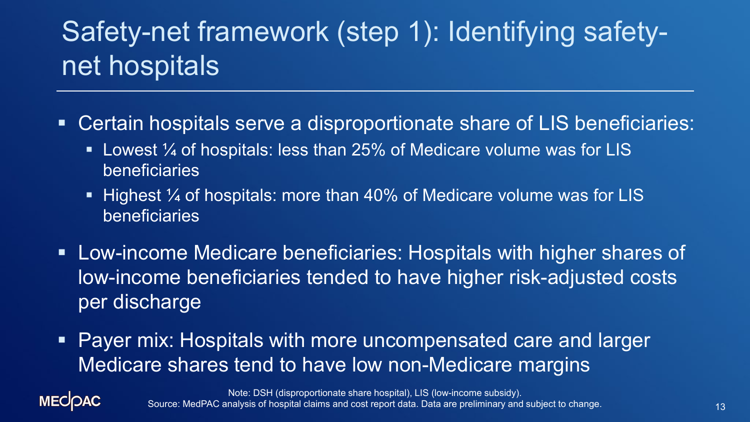# Safety-net framework (step 1): Identifying safety-net hospitals

- Certain hospitals serve a disproportionate share of LIS beneficiaries:
  - Lowest ¼ of hospitals: less than 25% of Medicare volume was for LIS beneficiaries
  - Highest ¼ of hospitals: more than 40% of Medicare volume was for LIS beneficiaries
- Low-income Medicare beneficiaries: Hospitals with higher shares of low-income beneficiaries tended to have higher risk-adjusted costs per discharge
- Payer mix: Hospitals with more uncompensated care and larger Medicare shares tend to have low non-Medicare margins

Note: DSH (disproportionate share hospital), LIS (low-income subsidy).
Source: MedPAC analysis of hospital claims and cost report data. Data are preliminary and subject to change.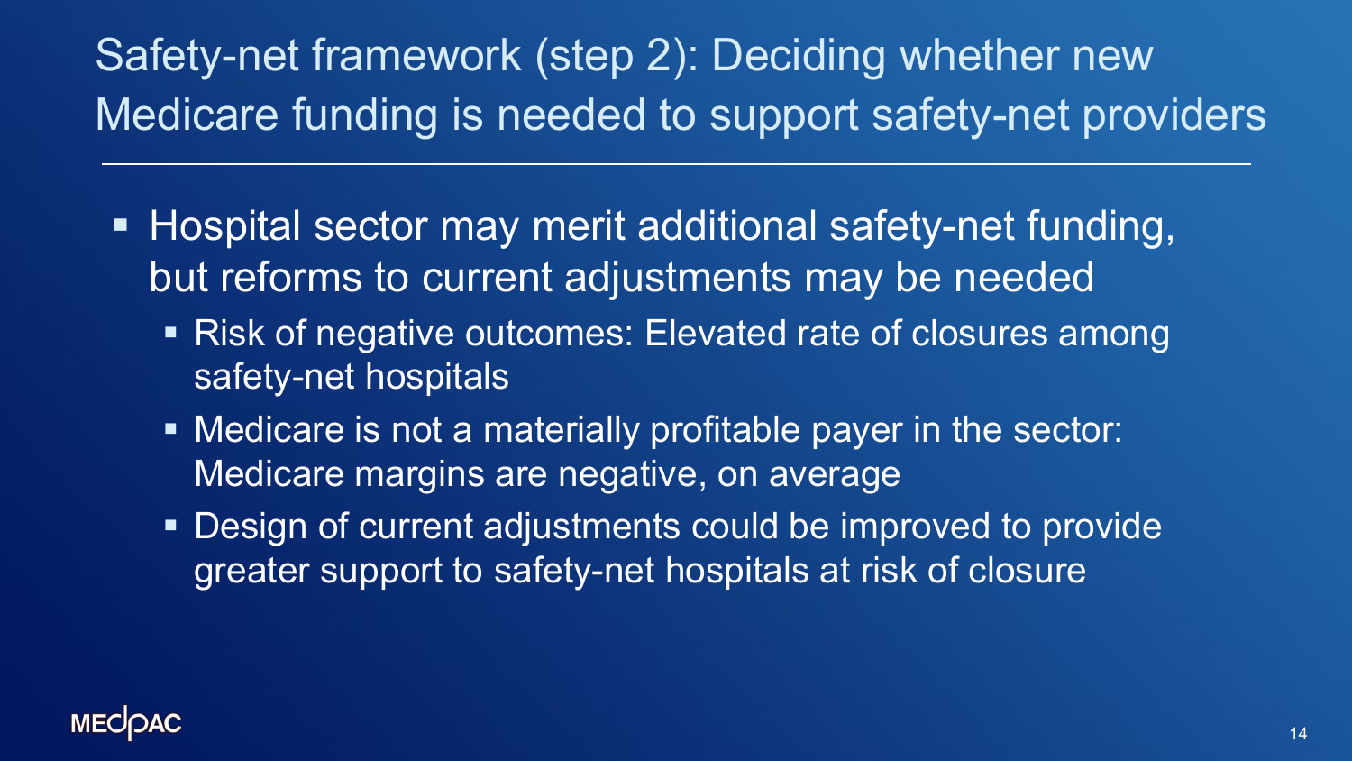# Safety-net framework (step 2): Deciding whether new Medicare funding is needed to support safety-net providers

- Hospital sector may merit additional safety-net funding, but reforms to current adjustments may be needed
  - Risk of negative outcomes: Elevated rate of closures among safety-net hospitals
  - Medicare is not a materially profitable payer in the sector: Medicare margins are negative, on average
  - Design of current adjustments could be improved to provide greater support to safety-net hospitals at risk of closure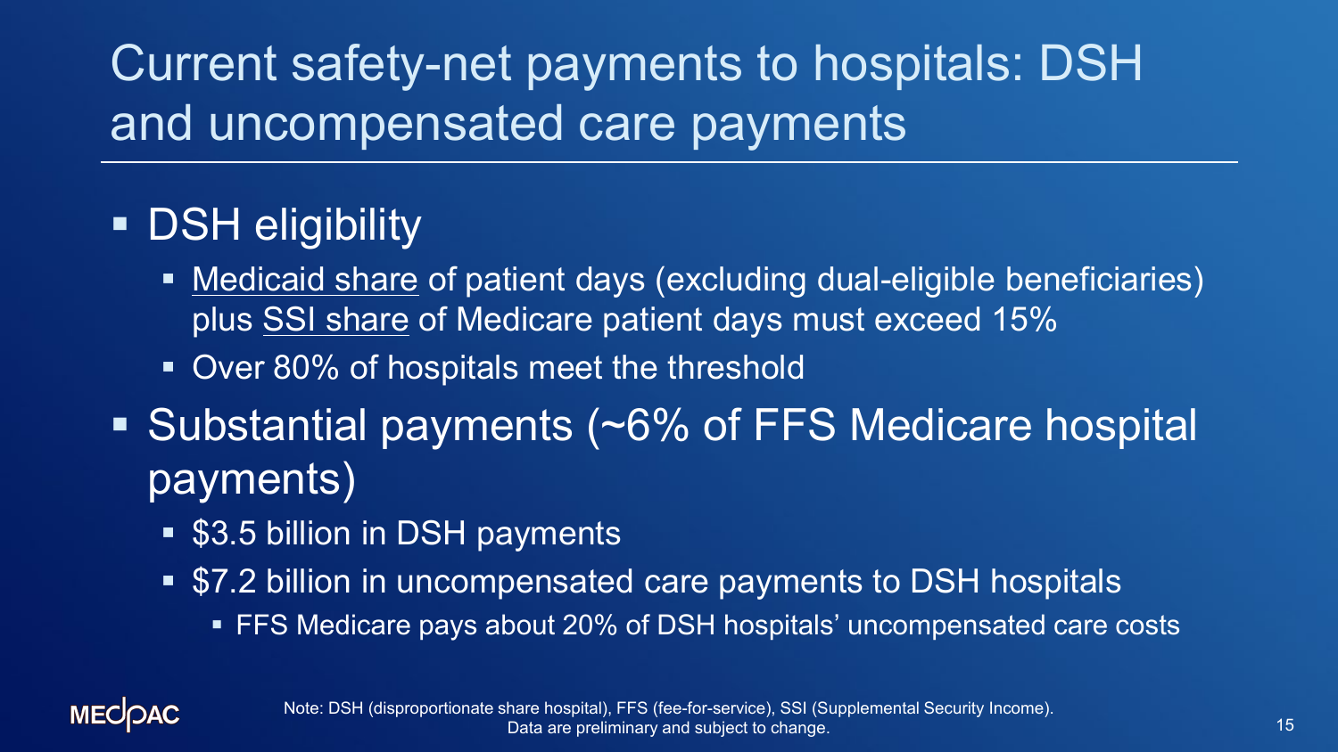# Current safety-net payments to hospitals: DSH and uncompensated care payments

- DSH eligibility
  - Medicaid share of patient days (excluding dual-eligible beneficiaries) plus SSI share of Medicare patient days must exceed 15%
  - Over 80% of hospitals meet the threshold
- Substantial payments (~6% of FFS Medicare hospital payments)
  - $3.5 billion in DSH payments
  - $7.2 billion in uncompensated care payments to DSH hospitals
    - FFS Medicare pays about 20% of DSH hospitals' uncompensated care costs

Note: DSH (disproportionate share hospital), FFS (fee-for-service), SSI (Supplemental Security Income). Data are preliminary and subject to change.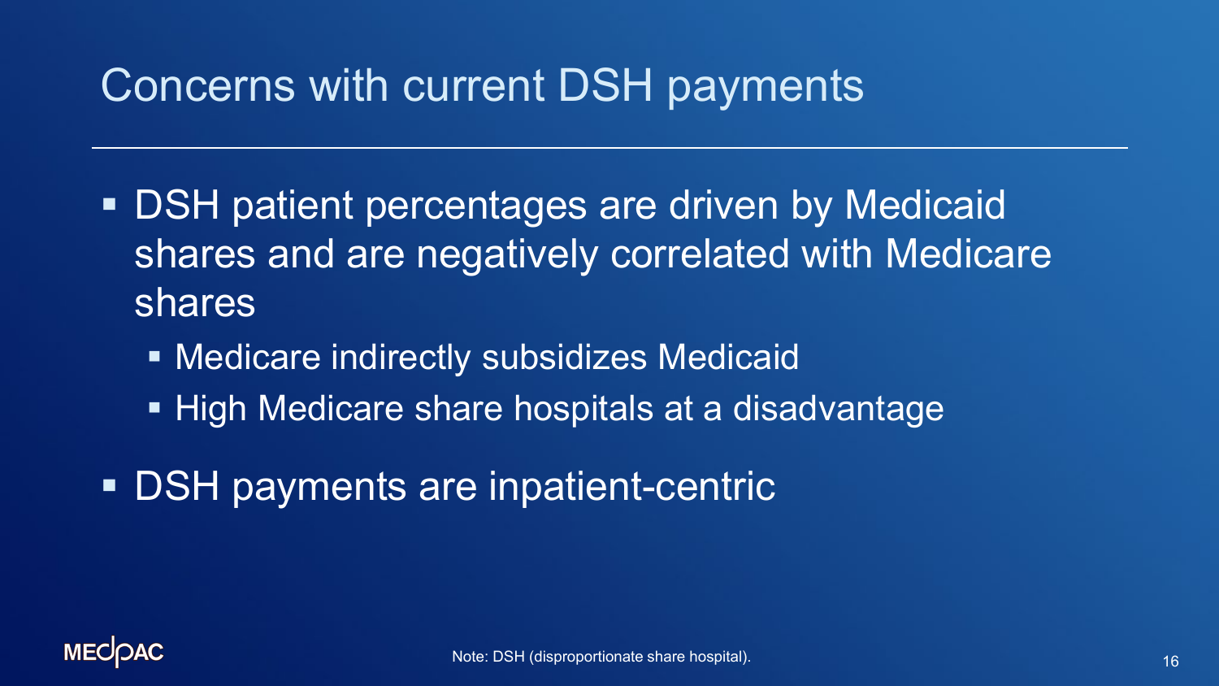# Concerns with current DSH payments

- DSH patient percentages are driven by Medicaid shares and are negatively correlated with Medicare shares
  - Medicare indirectly subsidizes Medicaid
  - High Medicare share hospitals at a disadvantage
- DSH payments are inpatient-centric

Note: DSH (disproportionate share hospital).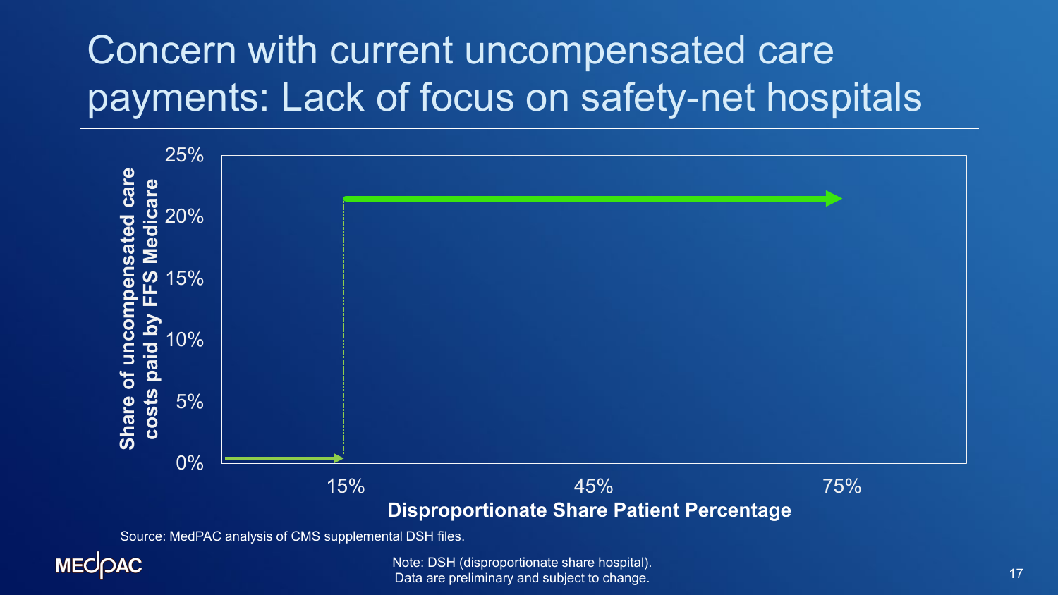# Concern with current uncompensated care payments: Lack of focus on safety-net hospitals

Share of uncompensated care costs paid by FFS Medicare

25%
20%
15%
10%
5%
0%

15% 45% 75%

**Disproportionate Share Patient Percentage**

Source: MedPAC analysis of CMS supplemental DSH files.

Note: DSH (disproportionate share hospital).
Data are preliminary and subject to change.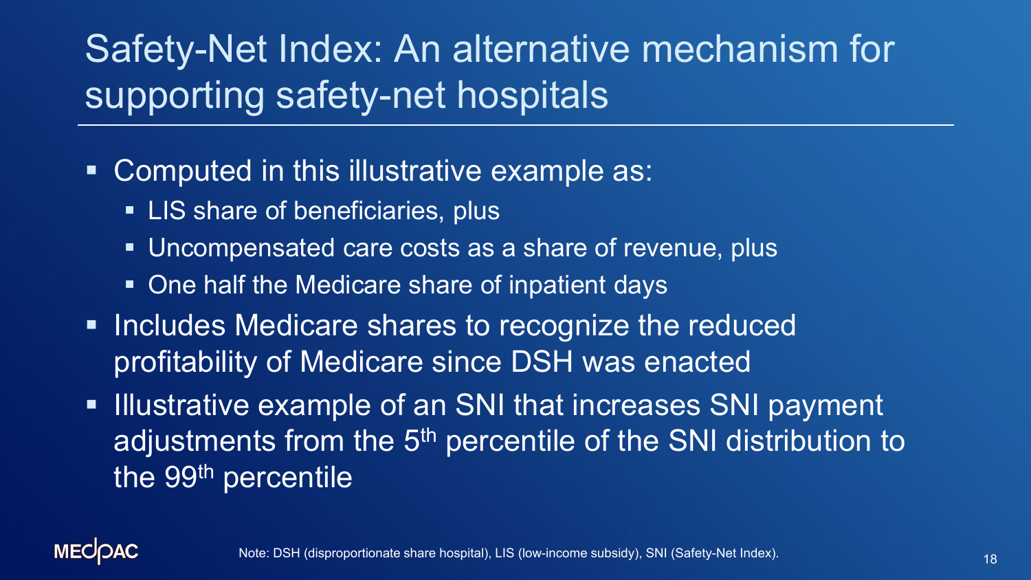# Safety-Net Index: An alternative mechanism for supporting safety-net hospitals

- Computed in this illustrative example as:
  - LIS share of beneficiaries, plus
  - Uncompensated care costs as a share of revenue, plus
  - One half the Medicare share of inpatient days
- Includes Medicare shares to recognize the reduced profitability of Medicare since DSH was enacted
- Illustrative example of an SNI that increases SNI payment adjustments from the 5th percentile of the SNI distribution to the 99th percentile

MEDPAC

Note: DSH (disproportionate share hospital), LIS (low-income subsidy), SNI (Safety-Net Index).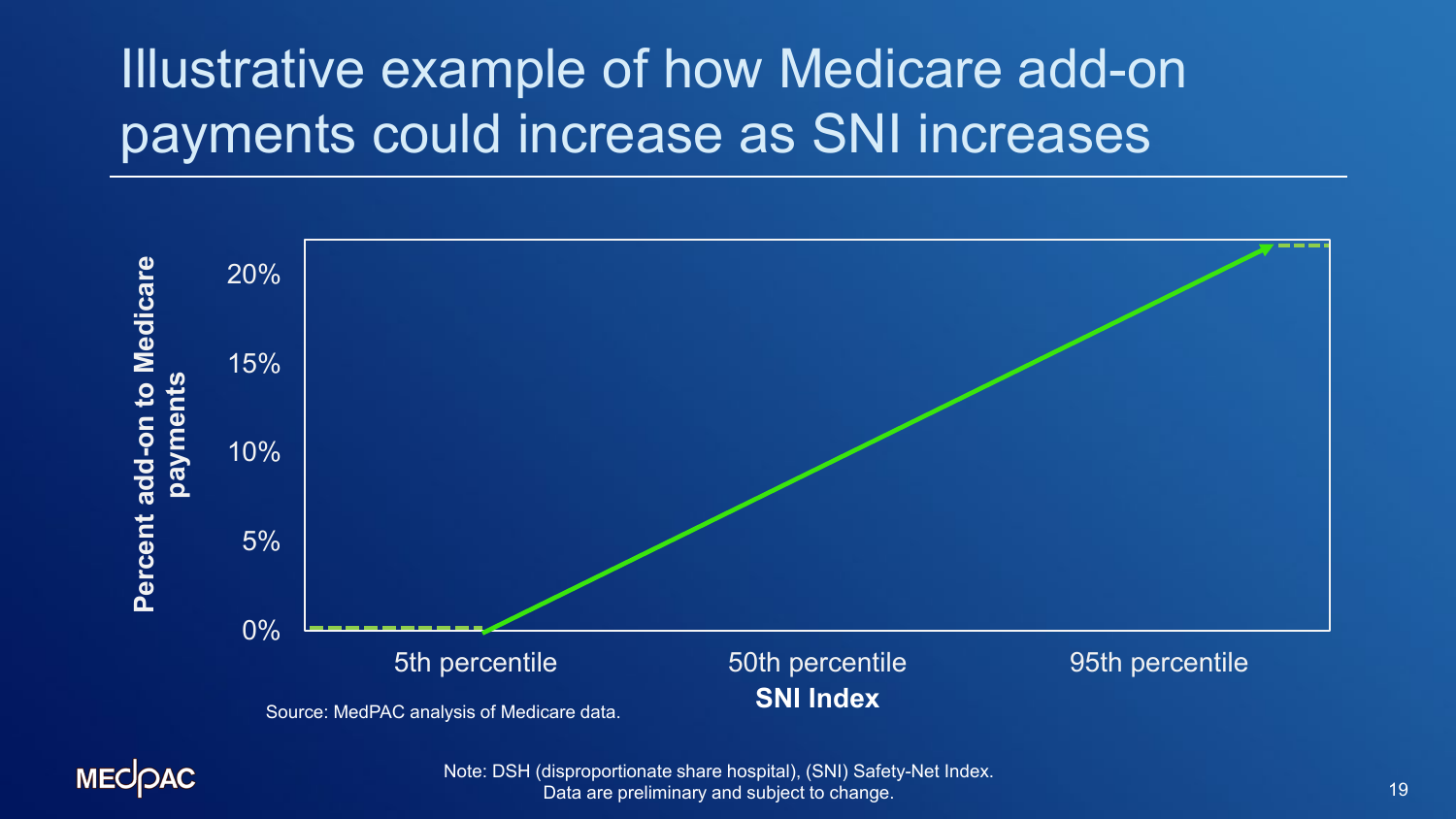# Illustrative example of how Medicare add-on payments could increase as SNI increases

Percent add-on to Medicare payments

20%

15%

10%

5%

0%

5th percentile

50th percentile

95th percentile

**SNI Index**

Source: MedPAC analysis of Medicare data.

Note: DSH (disproportionate share hospital), (SNI) Safety-Net Index.
Data are preliminary and subject to change.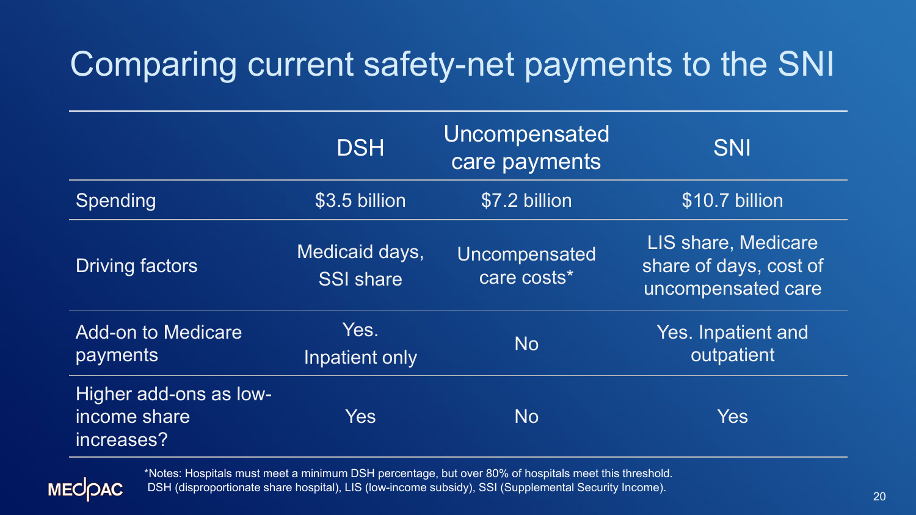# Comparing current safety-net payments to the SNI

| | DSH | Uncompensated care payments | SNI |
|---|---|---|---|
| Spending | $3.5 billion | $7.2 billion | $10.7 billion |
| Driving factors | Medicaid days, SSI share | Uncompensated care costs* | LIS share, Medicare share of days, cost of uncompensated care |
| Add-on to Medicare payments | Yes. Inpatient only | No | Yes. Inpatient and outpatient |
| Higher add-ons as low-income share increases? | Yes | No | Yes |

*Notes: Hospitals must meet a minimum DSH percentage, but over 80% of hospitals meet this threshold.
DSH (disproportionate share hospital), LIS (low-income subsidy), SSI (Supplemental Security Income).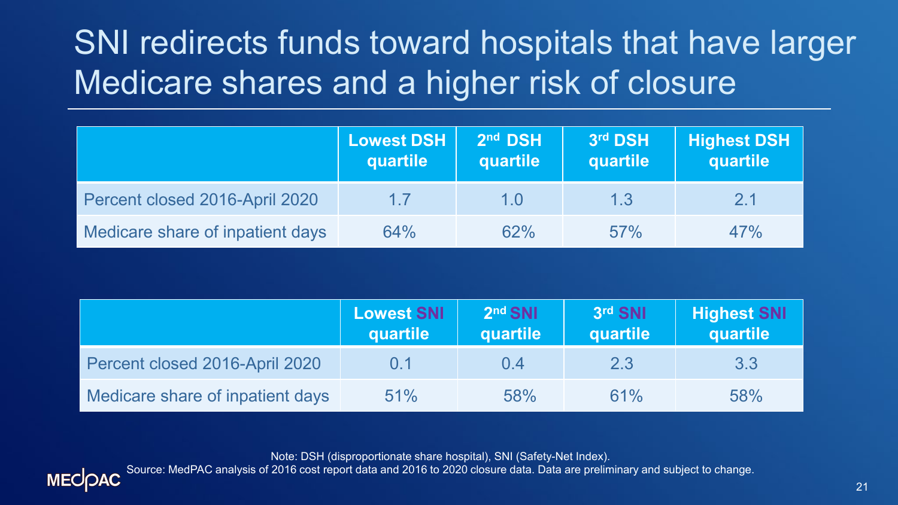# SNI redirects funds toward hospitals that have larger Medicare shares and a higher risk of closure

| | Lowest DSH quartile | 2nd DSH quartile | 3rd DSH quartile | Highest DSH quartile |
|---|---|---|---|---|
| Percent closed 2016-April 2020 | 1.7 | 1.0 | 1.3 | 2.1 |
| Medicare share of inpatient days | 64% | 62% | 57% | 47% |

| | Lowest SNI quartile | 2nd SNI quartile | 3rd SNI quartile | Highest SNI quartile |
|---|---|---|---|---|
| Percent closed 2016-April 2020 | 0.1 | 0.4 | 2.3 | 3.3 |
| Medicare share of inpatient days | 51% | 58% | 61% | 58% |

Note: DSH (disproportionate share hospital), SNI (Safety-Net Index).

Source: MedPAC analysis of 2016 cost report data and 2016 to 2020 closure data. Data are preliminary and subject to change.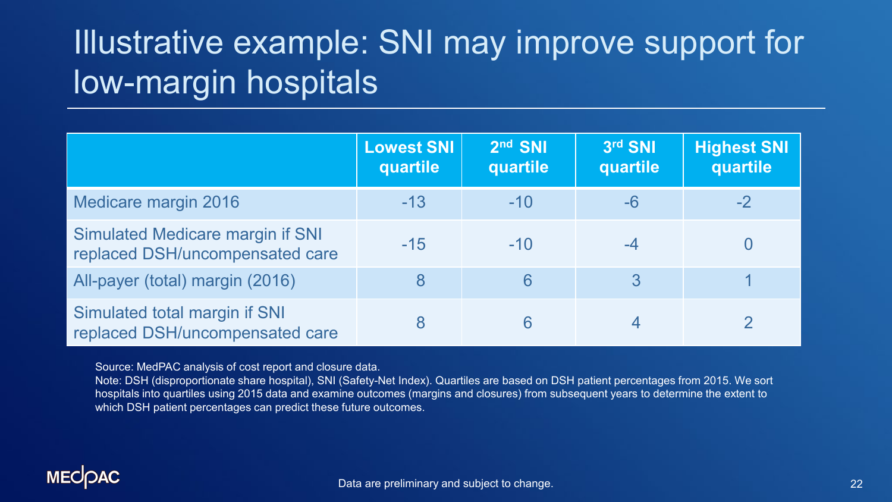# Illustrative example: SNI may improve support for low-margin hospitals

| | Lowest SNI quartile | 2nd SNI quartile | 3rd SNI quartile | Highest SNI quartile |
|---|---|---|---|---|
| Medicare margin 2016 | -13 | -10 | -6 | -2 |
| Simulated Medicare margin if SNI replaced DSH/uncompensated care | -15 | -10 | -4 | 0 |
| All-payer (total) margin (2016) | 8 | 6 | 3 | 1 |
| Simulated total margin if SNI replaced DSH/uncompensated care | 8 | 6 | 4 | 2 |

Source: MedPAC analysis of cost report and closure data.
Note: DSH (disproportionate share hospital), SNI (Safety-Net Index). Quartiles are based on DSH patient percentages from 2015. We sort hospitals into quartiles using 2015 data and examine outcomes (margins and closures) from subsequent years to determine the extent to which DSH patient percentages can predict these future outcomes.

Data are preliminary and subject to change.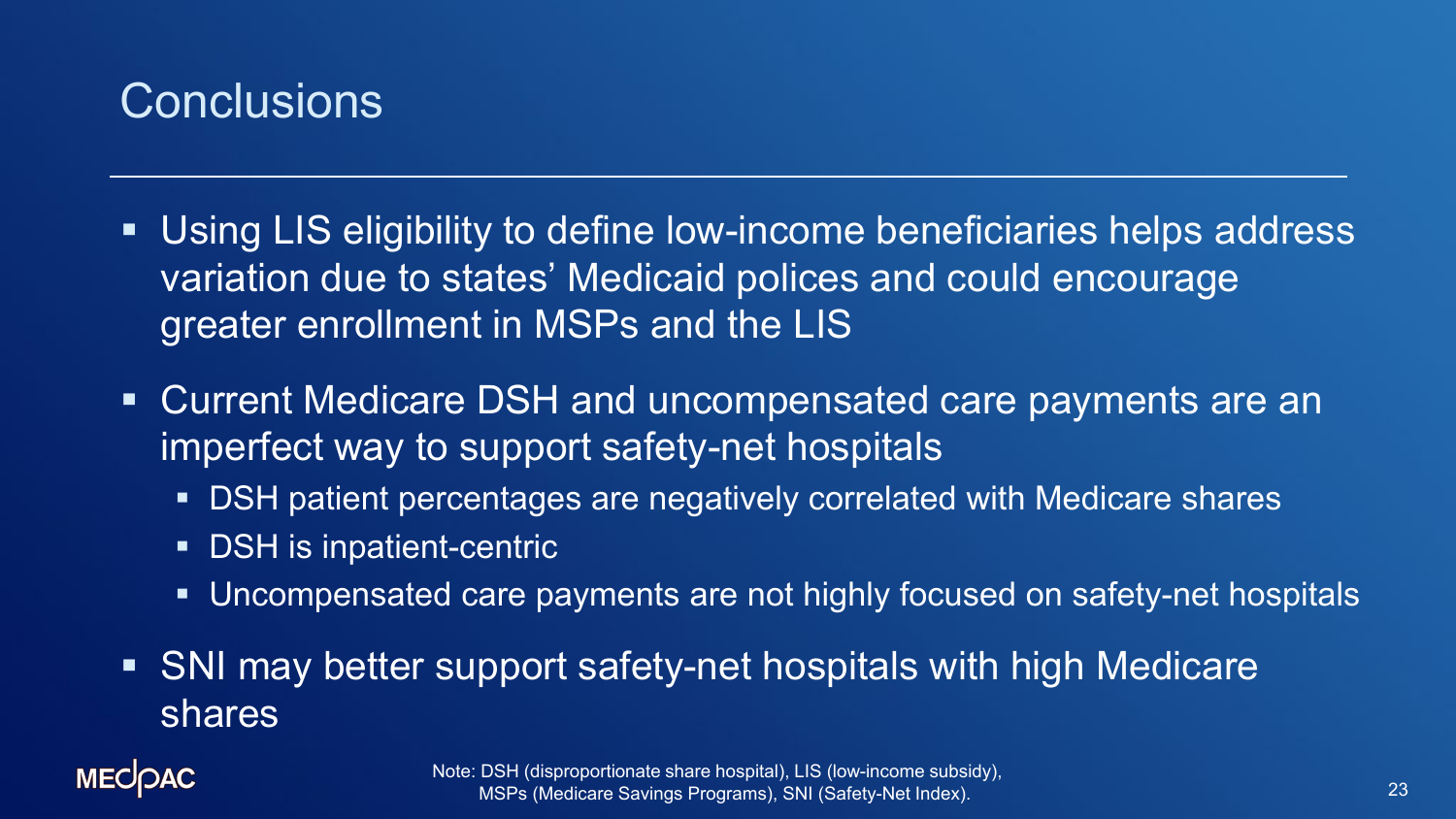# Conclusions

- Using LIS eligibility to define low-income beneficiaries helps address variation due to states' Medicaid polices and could encourage greater enrollment in MSPs and the LIS
- Current Medicare DSH and uncompensated care payments are an imperfect way to support safety-net hospitals
  - DSH patient percentages are negatively correlated with Medicare shares
  - DSH is inpatient-centric
  - Uncompensated care payments are not highly focused on safety-net hospitals
- SNI may better support safety-net hospitals with high Medicare shares

Note: DSH (disproportionate share hospital), LIS (low-income subsidy), MSPs (Medicare Savings Programs), SNI (Safety-Net Index).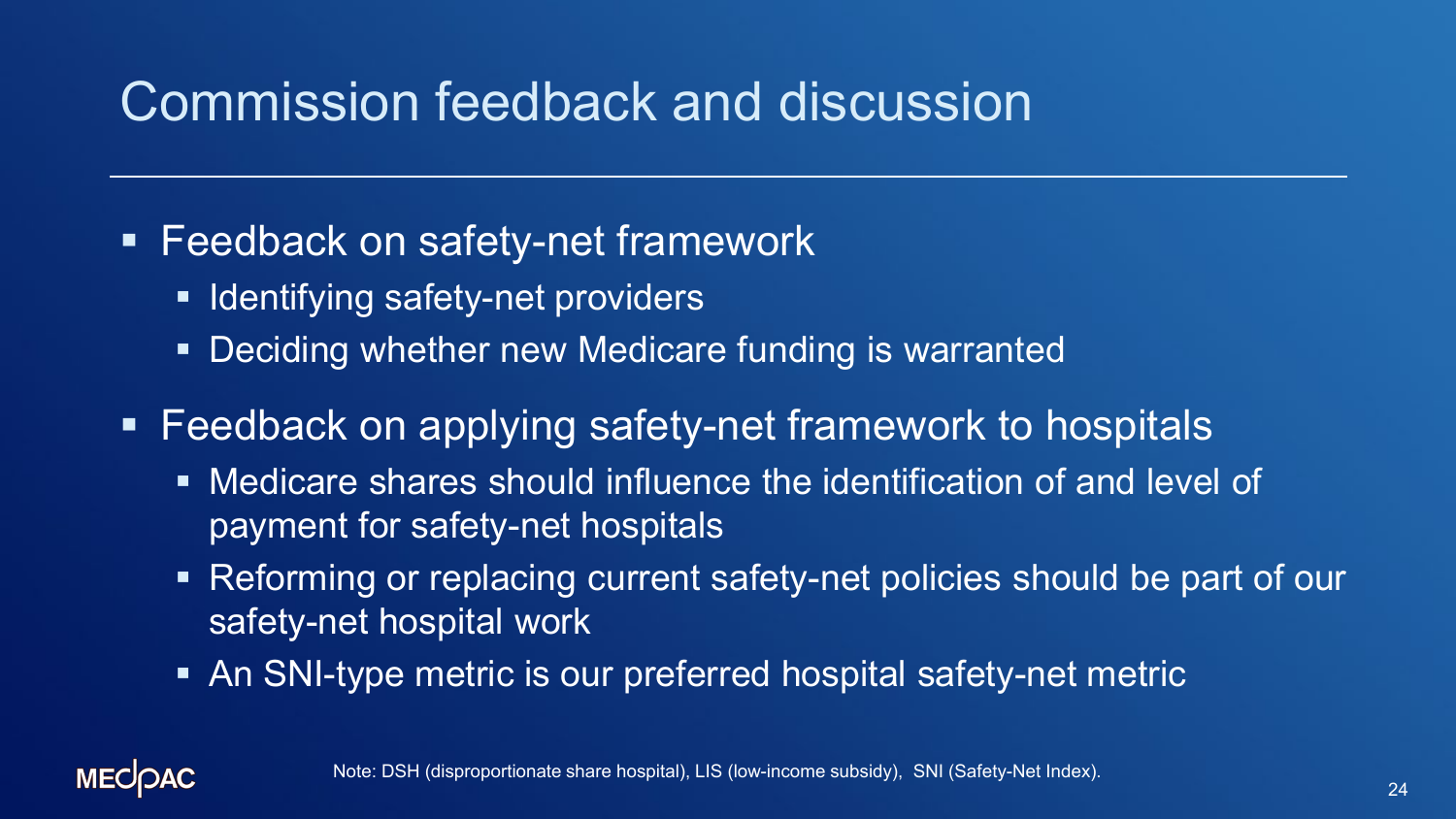# Commission feedback and discussion

- Feedback on safety-net framework
  - Identifying safety-net providers
  - Deciding whether new Medicare funding is warranted
- Feedback on applying safety-net framework to hospitals
  - Medicare shares should influence the identification of and level of payment for safety-net hospitals
  - Reforming or replacing current safety-net policies should be part of our safety-net hospital work
  - An SNI-type metric is our preferred hospital safety-net metric

Note: DSH (disproportionate share hospital), LIS (low-income subsidy), SNI (Safety-Net Index).